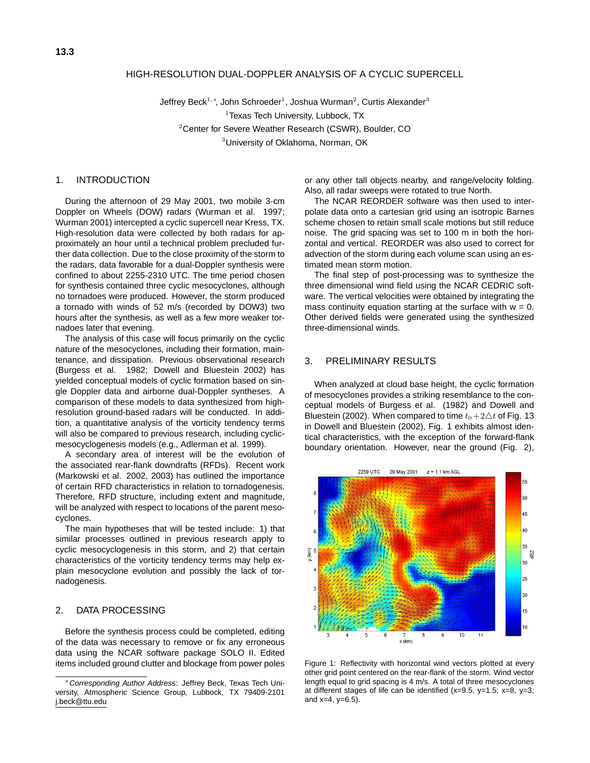13.3

# HIGH-RESOLUTION DUAL-DOPPLER ANALYSIS OF A CYCLIC SUPERCELL

Jeffrey Beck[1,*], John Schroeder[1], Joshua Wurman[2], Curtis Alexander[3]

[1]Texas Tech University, Lubbock, TX

[2]Center for Severe Weather Research (CSWR), Boulder, CO

[3]University of Oklahoma, Norman, OK

## 1. INTRODUCTION

During the afternoon of 29 May 2001, two mobile 3-cm Doppler on Wheels (DOW) radars (Wurman et al. 1997; Wurman 2001) intercepted a cyclic supercell near Kress, TX. High-resolution data were collected by both radars for approximately an hour until a technical problem precluded further data collection. Due to the close proximity of the storm to the radars, data favorable for a dual-Doppler synthesis were confined to about 2255-2310 UTC. The time period chosen for synthesis contained three cyclic mesocyclones, although no tornadoes were produced. However, the storm produced a tornado with winds of 52 m/s (recorded by DOW3) two hours after the synthesis, as well as a few more weaker tornadoes later that evening.

The analysis of this case will focus primarily on the cyclic nature of the mesocyclones, including their formation, maintenance, and dissipation. Previous observational research (Burgess et al. 1982; Dowell and Bluestein 2002) has yielded conceptual models of cyclic formation based on single Doppler data and airborne dual-Doppler syntheses. A comparison of these models to data synthesized from high-resolution ground-based radars will be conducted. In addition, a quantitative analysis of the vorticity tendency terms will also be compared to previous research, including cyclic-mesocyclogenesis models (e.g., Adlerman et al. 1999).

A secondary area of interest will be the evolution of the associated rear-flank downdrafts (RFDs). Recent work (Markowski et al. 2002, 2003) has outlined the importance of certain RFD characteristics in relation to tornadogenesis. Therefore, RFD structure, including extent and magnitude, will be analyzed with respect to locations of the parent mesocyclones.

The main hypotheses that will be tested include: 1) that similar processes outlined in previous research apply to cyclic mesocyclogenesis in this storm, and 2) that certain characteristics of the vorticity tendency terms may help explain mesocyclone evolution and possibly the lack of tornadogenesis.

## 2. DATA PROCESSING

Before the synthesis process could be completed, editing of the data was necessary to remove or fix any erroneous data using the NCAR software package SOLO II. Edited items included ground clutter and blockage from power poles or any other tall objects nearby, and range/velocity folding. Also, all radar sweeps were rotated to true North.

The NCAR REORDER software was then used to interpolate data onto a cartesian grid using an isotropic Barnes scheme chosen to retain small scale motions but still reduce noise. The grid spacing was set to 100 m in both the horizontal and vertical. REORDER was also used to correct for advection of the storm during each volume scan using an estimated mean storm motion.

The final step of post-processing was to synthesize the three dimensional wind field using the NCAR CEDRIC software. The vertical velocities were obtained by integrating the mass continuity equation starting at the surface with w = 0. Other derived fields were generated using the synthesized three-dimensional winds.

## 3. PRELIMINARY RESULTS

When analyzed at cloud base height, the cyclic formation of mesocyclones provides a striking resemblance to the conceptual models of Burgess et al. (1982) and Dowell and Bluestein (2002). When compared to time $t_0 + 2\triangle t$ of Fig. 13 in Dowell and Bluestein (2002), Fig. 1 exhibits almost identical characteristics, with the exception of the forward-flank boundary orientation. However, near the ground (Fig. 2),

Figure 1: Reflectivity with horizontal wind vectors plotted at every other grid point centered on the rear-flank of the storm. Wind vector length equal to grid spacing is 4 m/s. A total of three mesocyclones at different stages of life can be identified (x=9.5, y=1.5; x=8, y=3; and x=4, y=6.5).

*Corresponding Author Address*: Jeffrey Beck, Texas Tech University, Atmospheric Science Group, Lubbock, TX 79409-2101 j.beck@ttu.edu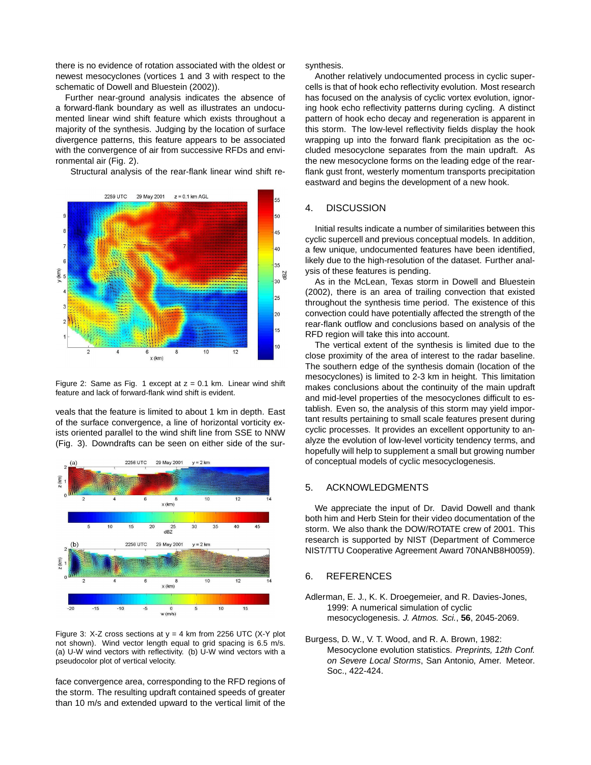there is no evidence of rotation associated with the oldest or newest mesocyclones (vortices 1 and 3 with respect to the schematic of Dowell and Bluestein (2002)).

Further near-ground analysis indicates the absence of a forward-flank boundary as well as illustrates an undocumented linear wind shift feature which exists throughout a majority of the synthesis. Judging by the location of surface divergence patterns, this feature appears to be associated with the convergence of air from successive RFDs and environmental air (Fig. 2).

Structural analysis of the rear-flank linear wind shift reveals that the feature is limited to about 1 km in depth. East of the surface convergence, a line of horizontal vorticity exists oriented parallel to the wind shift line from SSE to NNW (Fig. 3). Downdrafts can be seen on either side of the surface convergence area, corresponding to the RFD regions of the storm. The resulting updraft contained speeds of greater than 10 m/s and extended upward to the vertical limit of the synthesis.

Figure 2: Same as Fig. 1 except at z = 0.1 km. Linear wind shift feature and lack of forward-flank wind shift is evident.

Figure 3: X-Z cross sections at y = 4 km from 2256 UTC (X-Y plot not shown). Wind vector length equal to grid spacing is 6.5 m/s. (a) U-W wind vectors with reflectivity. (b) U-W wind vectors with a pseudocolor plot of vertical velocity.

Another relatively undocumented process in cyclic supercells is that of hook echo reflectivity evolution. Most research has focused on the analysis of cyclic vortex evolution, ignoring hook echo reflectivity patterns during cycling. A distinct pattern of hook echo decay and regeneration is apparent in this storm. The low-level reflectivity fields display the hook wrapping up into the forward flank precipitation as the occluded mesocyclone separates from the main updraft. As the new mesocyclone forms on the leading edge of the rear-flank gust front, westerly momentum transports precipitation eastward and begins the development of a new hook.

## 4. DISCUSSION

Initial results indicate a number of similarities between this cyclic supercell and previous conceptual models. In addition, a few unique, undocumented features have been identified, likely due to the high-resolution of the dataset. Further analysis of these features is pending.

As in the McLean, Texas storm in Dowell and Bluestein (2002), there is an area of trailing convection that existed throughout the synthesis time period. The existence of this convection could have potentially affected the strength of the rear-flank outflow and conclusions based on analysis of the RFD region will take this into account.

The vertical extent of the synthesis is limited due to the close proximity of the area of interest to the radar baseline. The southern edge of the synthesis domain (location of the mesocyclones) is limited to 2-3 km in height. This limitation makes conclusions about the continuity of the main updraft and mid-level properties of the mesocyclones difficult to establish. Even so, the analysis of this storm may yield important results pertaining to small scale features present during cyclic processes. It provides an excellent opportunity to analyze the evolution of low-level vorticity tendency terms, and hopefully will help to supplement a small but growing number of conceptual models of cyclic mesocyclogenesis.

## 5. ACKNOWLEDGMENTS

We appreciate the input of Dr. David Dowell and thank both him and Herb Stein for their video documentation of the storm. We also thank the DOW/ROTATE crew of 2001. This research is supported by NIST (Department of Commerce NIST/TTU Cooperative Agreement Award 70NANB8H0059).

## 6. REFERENCES

Adlerman, E. J., K. K. Droegemeier, and R. Davies-Jones, 1999: A numerical simulation of cyclic mesocyclogenesis. *J. Atmos. Sci.*, **56**, 2045-2069.

Burgess, D. W., V. T. Wood, and R. A. Brown, 1982: Mesocyclone evolution statistics. *Preprints, 12th Conf. on Severe Local Storms*, San Antonio, Amer. Meteor. Soc., 422-424.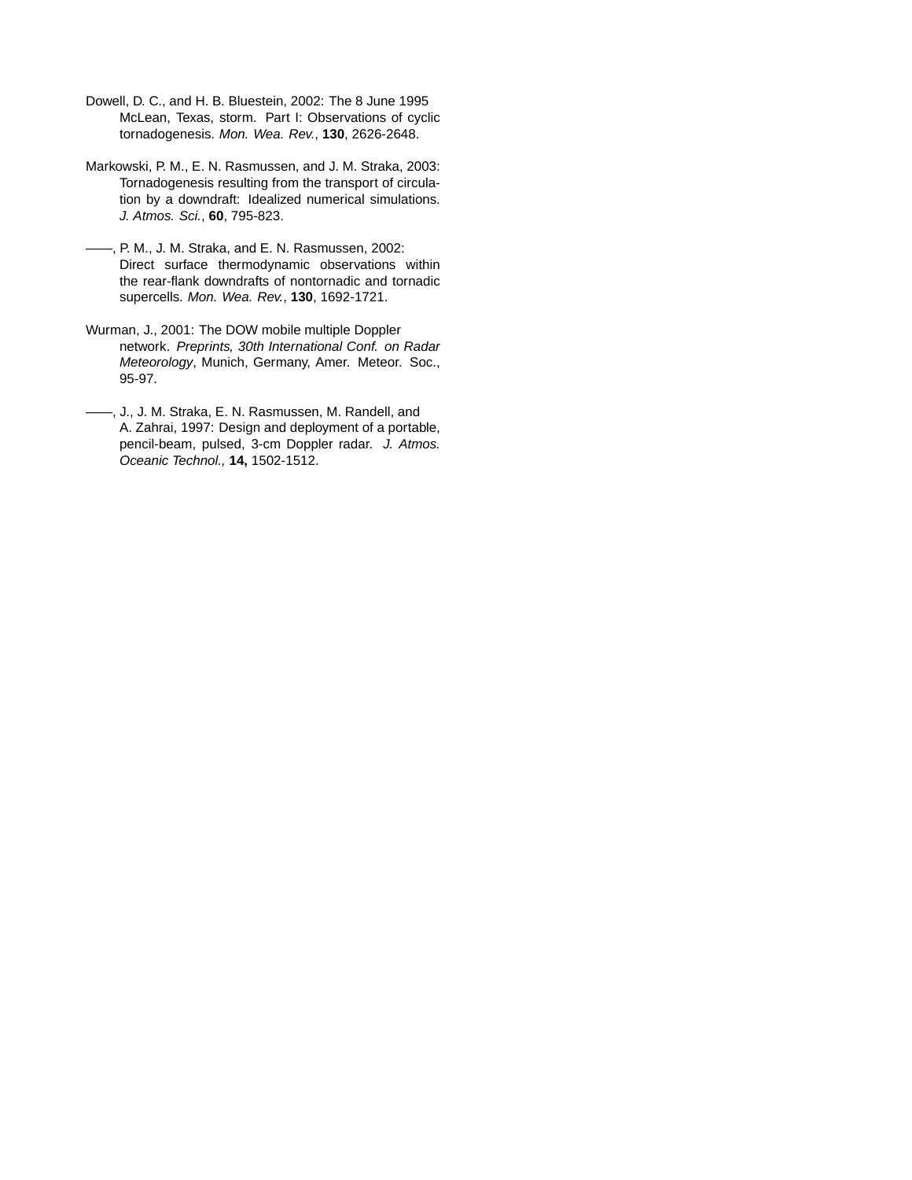Dowell, D. C., and H. B. Bluestein, 2002: The 8 June 1995 McLean, Texas, storm. Part I: Observations of cyclic tornadogenesis. *Mon. Wea. Rev.*, **130**, 2626-2648.

Markowski, P. M., E. N. Rasmussen, and J. M. Straka, 2003: Tornadogenesis resulting from the transport of circulation by a downdraft: Idealized numerical simulations. *J. Atmos. Sci.*, **60**, 795-823.

——, P. M., J. M. Straka, and E. N. Rasmussen, 2002: Direct surface thermodynamic observations within the rear-flank downdrafts of nontornadic and tornadic supercells. *Mon. Wea. Rev.*, **130**, 1692-1721.

Wurman, J., 2001: The DOW mobile multiple Doppler network. *Preprints, 30th International Conf. on Radar Meteorology*, Munich, Germany, Amer. Meteor. Soc., 95-97.

——, J., J. M. Straka, E. N. Rasmussen, M. Randell, and A. Zahrai, 1997: Design and deployment of a portable, pencil-beam, pulsed, 3-cm Doppler radar. *J. Atmos. Oceanic Technol.,* **14,** 1502-1512.